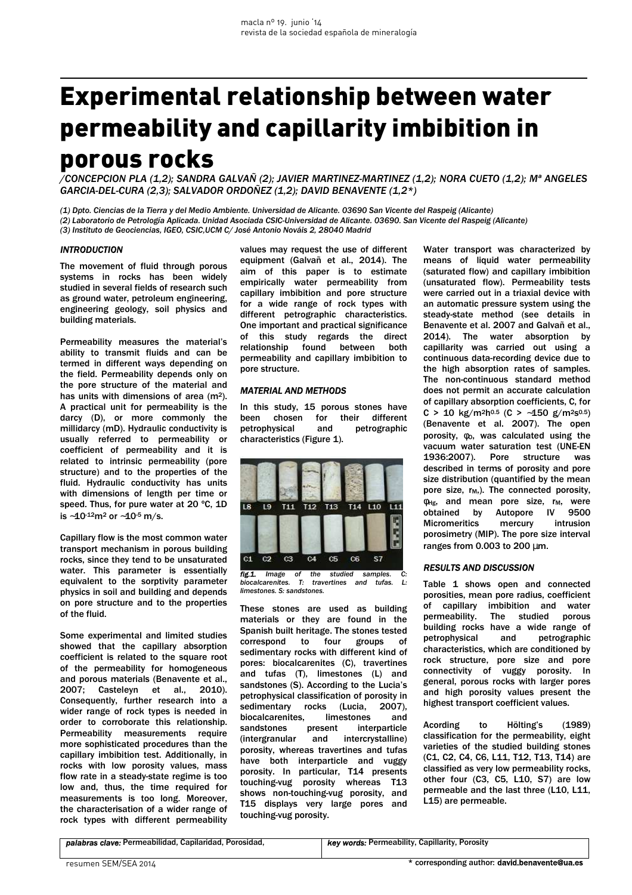# Experimental relationship between water permeability and capillarity imbibition in porous rocks

*/CONCEPCION PLA (1,2); SANDRA GALVAÑ (2); JAVIER MARTINEZ-MARTINEZ (1,2); NORA CUETO (1,2); Mª ANGELES GARCIA-DEL-CURA (2,3); SALVADOR ORDOÑEZ (1,2); DAVID BENAVENTE (1,2\*)*

*(1) Dpto. Ciencias de la Tierra y del Medio Ambiente. Universidad de Alicante. 03690 San Vicente del Raspeig (Alicante)*
*(2) Laboratorio de Petrología Aplicada. Unidad Asociada CSIC-Universidad de Alicante. 03690. San Vicente del Raspeig (Alicante)*
*(3) Instituto de Geociencias, IGEO, CSIC,UCM C/ José Antonio Nováis 2, 28040 Madrid*

## INTRODUCTION

The movement of fluid through porous systems in rocks has been widely studied in several fields of research such as ground water, petroleum engineering, engineering geology, soil physics and building materials.

Permeability measures the material's ability to transmit fluids and can be termed in different ways depending on the field. Permeability depends only on the pore structure of the material and has units with dimensions of area ($m^2$). A practical unit for permeability is the darcy (D), or more commonly the millidarcy (mD). Hydraulic conductivity is usually referred to permeability or coefficient of permeability and it is related to intrinsic permeability (pore structure) and to the properties of the fluid. Hydraulic conductivity has units with dimensions of length per time or speed. Thus, for pure water at 20 ºC, 1D is $\sim 10^{-12} m^2$ or $\sim 10^{-5}$ m/s.

Capillary flow is the most common water transport mechanism in porous building rocks, since they tend to be unsaturated water. This parameter is essentially equivalent to the sorptivity parameter physics in soil and building and depends on pore structure and to the properties of the fluid.

Some experimental and limited studies showed that the capillary absorption coefficient is related to the square root of the permeability for homogeneous and porous materials (Benavente et al., 2007; Casteleyn et al., 2010). Consequently, further research into a wider range of rock types is needed in order to corroborate this relationship. Permeability measurements require more sophisticated procedures than the capillary imbibition test. Additionally, in rocks with low porosity values, mass flow rate in a steady-state regime is too low and, thus, the time required for measurements is too long. Moreover, the characterisation of a wider range of rock types with different permeability values may request the use of different equipment (Galvañ et al., 2014). The aim of this paper is to estimate empirically water permeability from capillary imbibition and pore structure for a wide range of rock types with different petrographic characteristics. One important and practical significance of this study regards the direct relationship found between both permeability and capillary imbibition to pore structure.

## MATERIAL AND METHODS

In this study, 15 porous stones have been chosen for their different petrophysical and petrographic characteristics (Figure 1).

*fig.1. Image of the studied samples. C: biocalcarenites. T: travertines and tufas. L: limestones. S: sandstones.*

These stones are used as building materials or they are found in the Spanish built heritage. The stones tested correspond to four groups of sedimentary rocks with different kind of pores: biocalcarenites (C), travertines and tufas (T), limestones (L) and sandstones (S). According to the Lucia's petrophysical classification of porosity in sedimentary rocks (Lucia, 2007), biocalcarenites, limestones and sandstones present interparticle (intergranular and intercrystalline) porosity, whereas travertines and tufas have both interparticle and vuggy porosity. In particular, T14 presents touching-vug porosity whereas T13 shows non-touching-vug porosity, and T15 displays very large pores and touching-vug porosity.

Water transport was characterized by means of liquid water permeability (saturated flow) and capillary imbibition (unsaturated flow). Permeability tests were carried out in a triaxial device with an automatic pressure system using the steady-state method (see details in Benavente et al. 2007 and Galvañ et al., 2014). The water absorption by capillarity was carried out using a continuous data-recording device due to the high absorption rates of samples. The non-continuous standard method does not permit an accurate calculation of capillary absorption coefficients, C, for C > 10 $kg/m^2h^{0.5}$ (C > ~150 $g/m^2s^{0.5}$) (Benavente et al. 2007). The open porosity, $\phi_0$, was calculated using the vacuum water saturation test (UNE-EN 1936:2007). Pore structure was described in terms of porosity and pore size distribution (quantified by the mean pore size, $r_M$,). The connected porosity, $\phi_{Hg}$, and mean pore size, $r_M$, were obtained by Autopore IV 9500 Micromeritics mercury intrusion porosimetry (MIP). The pore size interval ranges from 0.003 to 200 μm.

## RESULTS AND DISCUSSION

Table 1 shows open and connected porosities, mean pore radius, coefficient of capillary imbibition and water permeability. The studied porous building rocks have a wide range of petrophysical and petrographic characteristics, which are conditioned by rock structure, pore size and pore connectivity of vuggy porosity. In general, porous rocks with larger pores and high porosity values present the highest transport coefficient values.

Acording to Hölting's (1989) classification for the permeability, eight varieties of the studied building stones (C1, C2, C4, C6, L11, T12, T13, T14) are classified as very low permeability rocks, other four (C3, C5, L10, S7) are low permeable and the last three (L10, L11, L15) are permeable.

*palabras clave:* Permeabilidad, Capilaridad, Porosidad, | *key words:* Permeability, Capillarity, Porosity

\* corresponding author: david.benavente@ua.es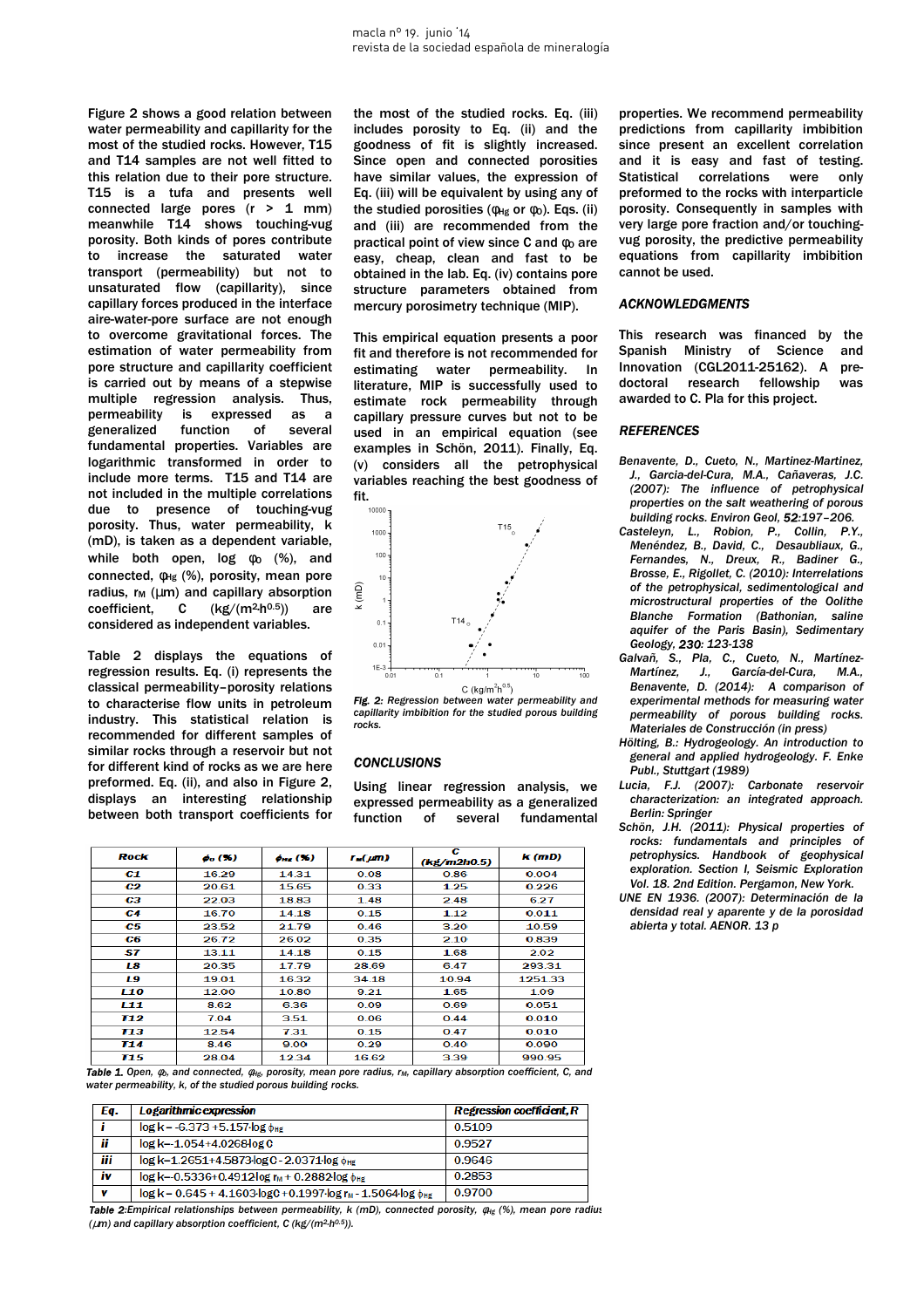Figure 2 shows a good relation between water permeability and capillarity for the most of the studied rocks. However, T15 and T14 samples are not well fitted to this relation due to their pore structure. T15 is a tufa and presents well connected large pores (r > 1 mm) meanwhile T14 shows touching-vug porosity. Both kinds of pores contribute to increase the saturated water transport (permeability) but not to unsaturated flow (capillarity), since capillary forces produced in the interface aire-water-pore surface are not enough to overcome gravitational forces. The estimation of water permeability from pore structure and capillarity coefficient is carried out by means of a stepwise multiple regression analysis. Thus, permeability is expressed as a generalized function of several fundamental properties. Variables are logarithmic transformed in order to include more terms. T15 and T14 are not included in the multiple correlations due to presence of touching-vug porosity. Thus, water permeability, k (mD), is taken as a dependent variable, while both open, log $\phi_o$ (%), and connected, $\phi_{Hg}$ (%), porosity, mean pore radius, $r_M$ (μm) and capillary absorption coefficient, C (kg/(m$^2$·h$^{0.5}$)) are considered as independent variables.

Table 2 displays the equations of regression results. Eq. (i) represents the classical permeability–porosity relations to characterise flow units in petroleum industry. This statistical relation is recommended for different samples of similar rocks through a reservoir but not for different kind of rocks as we are here preformed. Eq. (ii), and also in Figure 2, displays an interesting relationship between both transport coefficients for the most of the studied rocks. Eq. (iii) includes porosity to Eq. (ii) and the goodness of fit is slightly increased. Since open and connected porosities have similar values, the expression of Eq. (iii) will be equivalent by using any of the studied porosities ($\phi_{Hg}$ or $\phi_o$). Eqs. (ii) and (iii) are recommended from the practical point of view since C and $\phi_o$ are easy, cheap, clean and fast to be obtained in the lab. Eq. (iv) contains pore structure parameters obtained from mercury porosimetry technique (MIP).

This empirical equation presents a poor fit and therefore is not recommended for estimating water permeability. In literature, MIP is successfully used to estimate rock permeability through capillary pressure curves but not to be used in an empirical equation (see examples in Schön, 2011). Finally, Eq. (v) considers all the petrophysical variables reaching the best goodness of fit.

10000
1000
100
10
1
0.1
0.01
1E-3
0.01 0.1 1 10 100
k (mD)
C (kg/m$^2$h$^{0.5}$)
T15
T14

*Fig. 2: Regression between water permeability and capillarity imbibition for the studied porous building rocks.*

### CONCLUSIONS

Using linear regression analysis, we expressed permeability as a generalized function of several fundamental properties. We recommend permeability predictions from capillarity imbibition since present an excellent correlation and it is easy and fast of testing. Statistical correlations were only preformed to the rocks with interparticle porosity. Consequently in samples with very large pore fraction and/or touching-vug porosity, the predictive permeability equations from capillarity imbibition cannot be used.

### ACKNOWLEDGMENTS

This research was financed by the Spanish Ministry of Science and Innovation (CGL2011-25162). A pre-doctoral research fellowship was awarded to C. Pla for this project.

### REFERENCES

*Benavente, D., Cueto, N., Martinez-Martinez, J., Garcia-del-Cura, M.A., Cañaveras, J.C. (2007): The influence of petrophysical properties on the salt weathering of porous building rocks. Environ Geol,* ***52****:197–206.*

*Casteleyn, L., Robion, P., Collin, P.Y., Menéndez, B., David, C., Desaubliaux, G., Fernandes, N., Dreux, R., Badiner G., Brosse, E., Rigollet, C. (2010): Interrelations of the petrophysical, sedimentological and microstructural properties of the Oolithe Blanche Formation (Bathonian, saline aquifer of the Paris Basin), Sedimentary Geology,* ***230****: 123-138*

*Galvañ, S., Pla, C., Cueto, N., Martínez-Martínez, J., García-del-Cura, M.A., Benavente, D. (2014): A comparison of experimental methods for measuring water permeability of porous building rocks. Materiales de Construcción (in press)*

*Hölting, B.: Hydrogeology. An introduction to general and applied hydrogeology. F. Enke Publ., Stuttgart (1989)*

*Lucia, F.J. (2007): Carbonate reservoir characterization: an integrated approach. Berlin: Springer*

*Schön, J.H. (2011): Physical properties of rocks: fundamentals and principles of petrophysics. Handbook of geophysical exploration. Section I, Seismic Exploration Vol. 18. 2nd Edition. Pergamon, New York.*

*UNE EN 1936. (2007): Determinación de la densidad real y aparente y de la porosidad abierta y total. AENOR. 13 p*

| Rock | $\phi_o$ (%) | $\phi_{Hg}$ (%) | $r_M$ (μm) | C (kg/m2h0.5) | k (mD) |
|---|---|---|---|---|---|
| C1 | 16.29 | 14.31 | 0.08 | 0.86 | 0.004 |
| C2 | 20.61 | 15.65 | 0.33 | 1.25 | 0.226 |
| C3 | 22.03 | 18.83 | 1.48 | 2.48 | 6.27 |
| C4 | 16.70 | 14.18 | 0.15 | 1.12 | 0.011 |
| C5 | 23.52 | 21.79 | 0.46 | 3.20 | 10.59 |
| C6 | 26.72 | 26.02 | 0.35 | 2.10 | 0.839 |
| S7 | 13.11 | 14.18 | 0.15 | 1.68 | 2.02 |
| L8 | 20.35 | 17.79 | 28.69 | 6.47 | 293.31 |
| L9 | 19.01 | 16.32 | 34.18 | 10.94 | 1251.33 |
| L10 | 12.00 | 10.80 | 9.21 | 1.65 | 1.09 |
| L11 | 8.62 | 6.36 | 0.09 | 0.69 | 0.051 |
| T12 | 7.04 | 3.51 | 0.06 | 0.44 | 0.010 |
| T13 | 12.54 | 7.31 | 0.15 | 0.47 | 0.010 |
| T14 | 8.46 | 9.00 | 0.29 | 0.40 | 0.090 |
| T15 | 28.04 | 12.34 | 16.62 | 3.39 | 990.95 |

*Table 1. Open, $\phi_o$, and connected, $\phi_{Hg}$, porosity, mean pore radius, $r_M$, capillary absorption coefficient, C, and water permeability, k, of the studied porous building rocks.*

| Eq. | Logarithmic expression | Regression coefficient, R |
|---|---|---|
| i | $\log k = -6.373 + 5.157 \log \phi_{Hg}$ | 0.5109 |
| ii | $\log k = -1.054 + 4.0268 \log C$ | 0.9527 |
| iii | $\log k = 1.2651 + 4.5873 \log C - 2.0371 \log \phi_{Hg}$ | 0.9646 |
| iv | $\log k = -0.5336 + 0.4912 \log r_M + 0.2882 \log \phi_{Hg}$ | 0.2853 |
| v | $\log k = 0.645 + 4.1603 \log C + 0.1997 \log r_M - 1.5064 \log \phi_{Hg}$ | 0.9700 |

*Table 2: Empirical relationships between permeability, k (mD), connected porosity, $\phi_{Hg}$ (%), mean pore radius (μm) and capillary absorption coefficient, C (kg/(m$^2$·h$^{0.5}$)).*